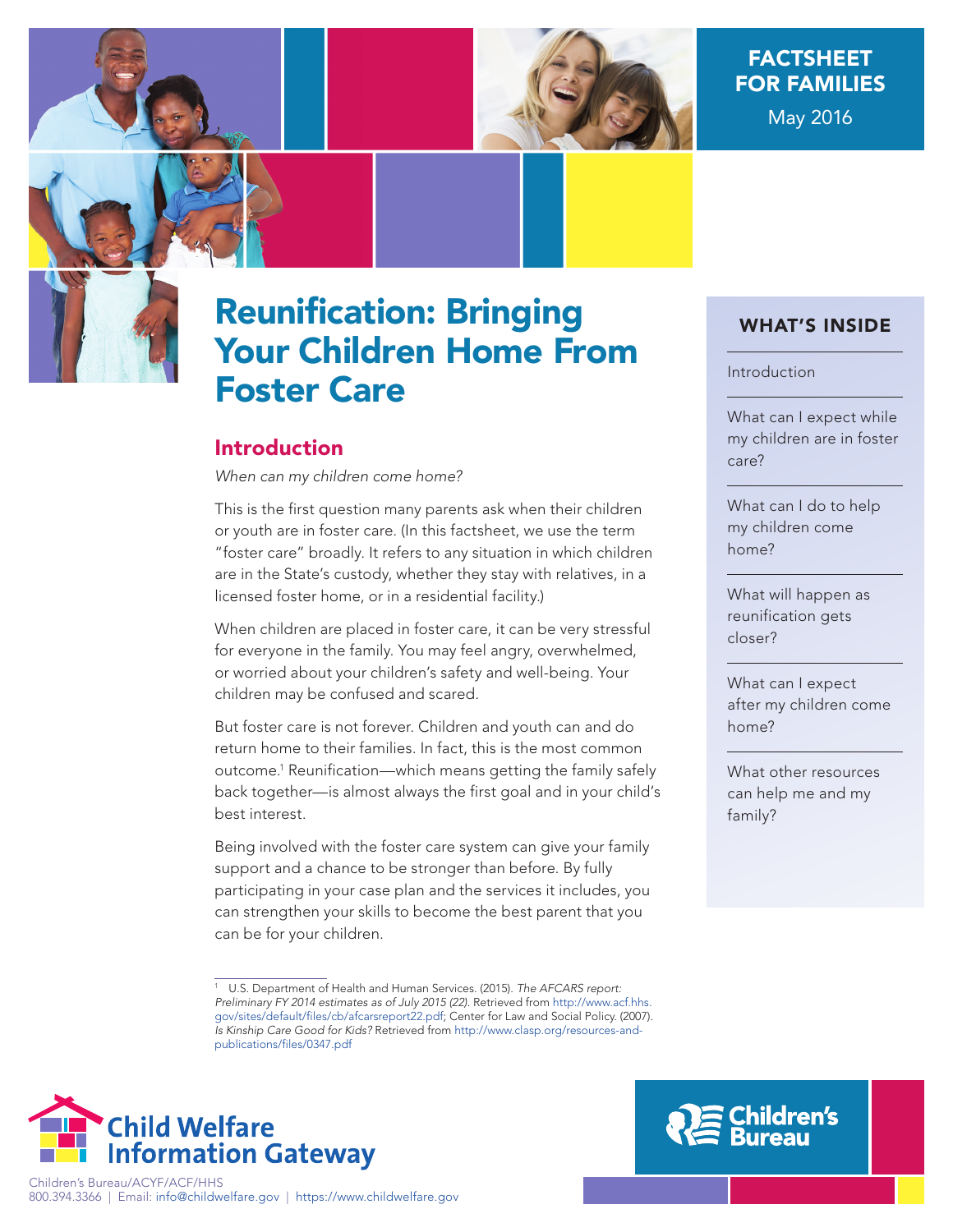FACTSHEET FOR FAMILIES

May 2016

# Reunification: Bringing Your Children Home From Foster Care

## WHAT'S INSIDE

- Introduction
- What can I expect while my children are in foster care?
- What can I do to help my children come home?
- What will happen as reunification gets closer?
- What can I expect after my children come home?
- What other resources can help me and my family?

## Introduction

*When can my children come home?*

This is the first question many parents ask when their children or youth are in foster care. (In this factsheet, we use the term "foster care" broadly. It refers to any situation in which children are in the State's custody, whether they stay with relatives, in a licensed foster home, or in a residential facility.)

When children are placed in foster care, it can be very stressful for everyone in the family. You may feel angry, overwhelmed, or worried about your children's safety and well-being. Your children may be confused and scared.

But foster care is not forever. Children and youth can and do return home to their families. In fact, this is the most common outcome.[1] Reunification—which means getting the family safely back together—is almost always the first goal and in your child's best interest.

Being involved with the foster care system can give your family support and a chance to be stronger than before. By fully participating in your case plan and the services it includes, you can strengthen your skills to become the best parent that you can be for your children.

[1] U.S. Department of Health and Human Services. (2015). *The AFCARS report: Preliminary FY 2014 estimates as of July 2015 (22).* Retrieved from http://www.acf.hhs.gov/sites/default/files/cb/afcarsreport22.pdf; Center for Law and Social Policy. (2007). *Is Kinship Care Good for Kids?* Retrieved from http://www.clasp.org/resources-and-publications/files/0347.pdf

Child Welfare Information Gateway

Children's Bureau/ACYF/ACF/HHS
800.394.3366 | Email: info@childwelfare.gov | https://www.childwelfare.gov

Children's Bureau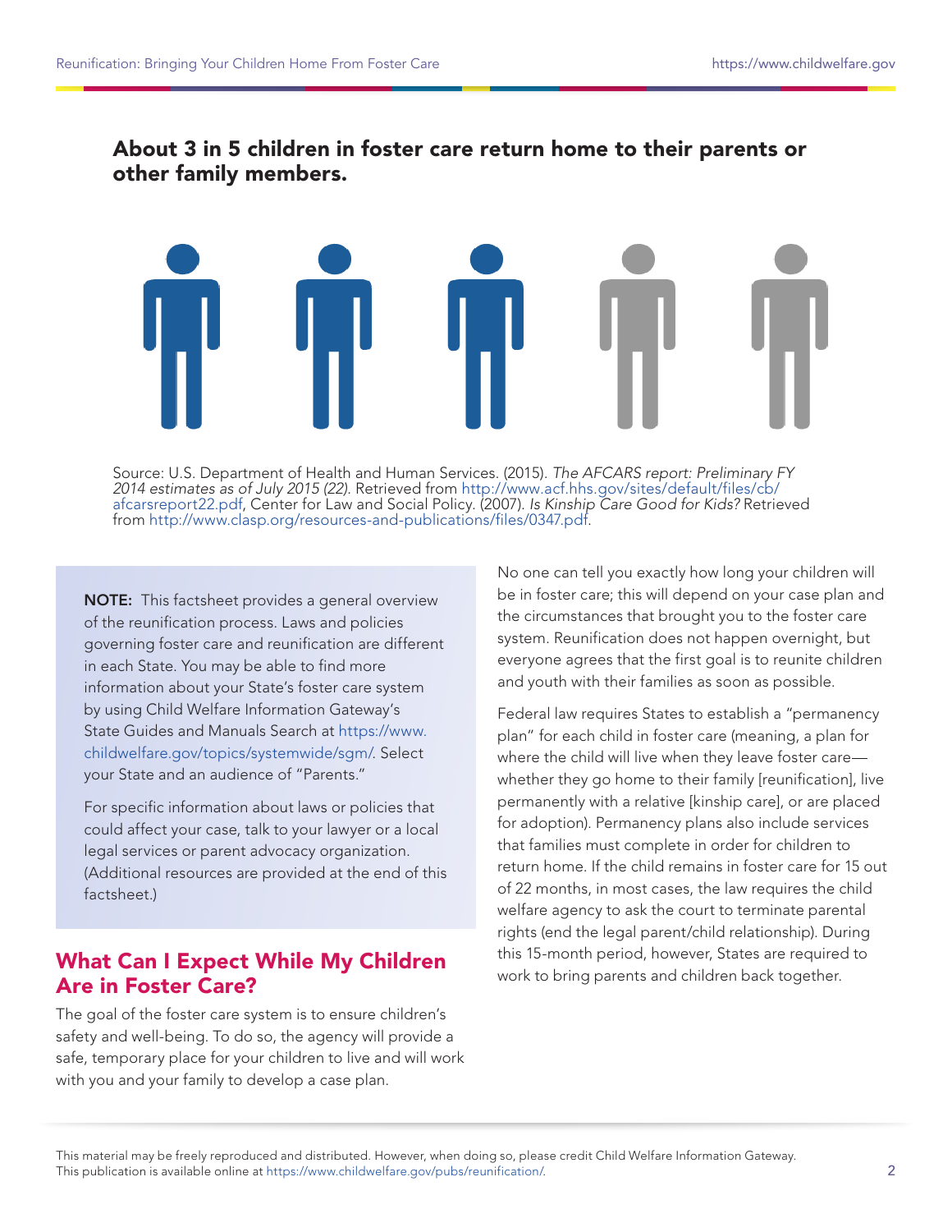**About 3 in 5 children in foster care return home to their parents or other family members.**

Source: U.S. Department of Health and Human Services. (2015). *The AFCARS report: Preliminary FY 2014 estimates as of July 2015 (22).* Retrieved from http://www.acf.hhs.gov/sites/default/files/cb/afcarsreport22.pdf, Center for Law and Social Policy. (2007). *Is Kinship Care Good for Kids?* Retrieved from http://www.clasp.org/resources-and-publications/files/0347.pdf.

> **NOTE:** This factsheet provides a general overview of the reunification process. Laws and policies governing foster care and reunification are different in each State. You may be able to find more information about your State's foster care system by using Child Welfare Information Gateway's State Guides and Manuals Search at https://www.childwelfare.gov/topics/systemwide/sgm/. Select your State and an audience of "Parents."
>
> For specific information about laws or policies that could affect your case, talk to your lawyer or a local legal services or parent advocacy organization. (Additional resources are provided at the end of this factsheet.)

## What Can I Expect While My Children Are in Foster Care?

The goal of the foster care system is to ensure children's safety and well-being. To do so, the agency will provide a safe, temporary place for your children to live and will work with you and your family to develop a case plan.

No one can tell you exactly how long your children will be in foster care; this will depend on your case plan and the circumstances that brought you to the foster care system. Reunification does not happen overnight, but everyone agrees that the first goal is to reunite children and youth with their families as soon as possible.

Federal law requires States to establish a "permanency plan" for each child in foster care (meaning, a plan for where the child will live when they leave foster care—whether they go home to their family [reunification], live permanently with a relative [kinship care], or are placed for adoption). Permanency plans also include services that families must complete in order for children to return home. If the child remains in foster care for 15 out of 22 months, in most cases, the law requires the child welfare agency to ask the court to terminate parental rights (end the legal parent/child relationship). During this 15-month period, however, States are required to work to bring parents and children back together.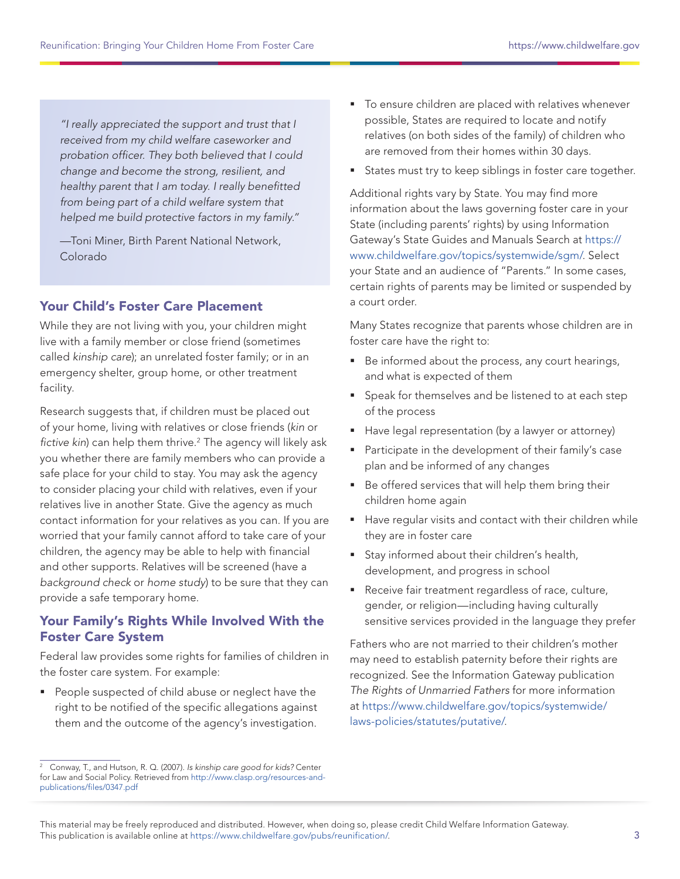> *"I really appreciated the support and trust that I received from my child welfare caseworker and probation officer. They both believed that I could change and become the strong, resilient, and healthy parent that I am today. I really benefitted from being part of a child welfare system that helped me build protective factors in my family."*
>
> —Toni Miner, Birth Parent National Network, Colorado

## Your Child's Foster Care Placement

While they are not living with you, your children might live with a family member or close friend (sometimes called *kinship care*); an unrelated foster family; or in an emergency shelter, group home, or other treatment facility.

Research suggests that, if children must be placed out of your home, living with relatives or close friends (*kin* or *fictive kin*) can help them thrive.[2] The agency will likely ask you whether there are family members who can provide a safe place for your child to stay. You may ask the agency to consider placing your child with relatives, even if your relatives live in another State. Give the agency as much contact information for your relatives as you can. If you are worried that your family cannot afford to take care of your children, the agency may be able to help with financial and other supports. Relatives will be screened (have a *background check* or *home study*) to be sure that they can provide a safe temporary home.

## Your Family's Rights While Involved With the Foster Care System

Federal law provides some rights for families of children in the foster care system. For example:

- People suspected of child abuse or neglect have the right to be notified of the specific allegations against them and the outcome of the agency's investigation.
- To ensure children are placed with relatives whenever possible, States are required to locate and notify relatives (on both sides of the family) of children who are removed from their homes within 30 days.
- States must try to keep siblings in foster care together.

Additional rights vary by State. You may find more information about the laws governing foster care in your State (including parents' rights) by using Information Gateway's State Guides and Manuals Search at https://www.childwelfare.gov/topics/systemwide/sgm/. Select your State and an audience of "Parents." In some cases, certain rights of parents may be limited or suspended by a court order.

Many States recognize that parents whose children are in foster care have the right to:

- Be informed about the process, any court hearings, and what is expected of them
- Speak for themselves and be listened to at each step of the process
- Have legal representation (by a lawyer or attorney)
- Participate in the development of their family's case plan and be informed of any changes
- Be offered services that will help them bring their children home again
- Have regular visits and contact with their children while they are in foster care
- Stay informed about their children's health, development, and progress in school
- Receive fair treatment regardless of race, culture, gender, or religion—including having culturally sensitive services provided in the language they prefer

Fathers who are not married to their children's mother may need to establish paternity before their rights are recognized. See the Information Gateway publication *The Rights of Unmarried Fathers* for more information at https://www.childwelfare.gov/topics/systemwide/laws-policies/statutes/putative/.

---

[2] Conway, T., and Hutson, R. Q. (2007). *Is kinship care good for kids?* Center for Law and Social Policy. Retrieved from http://www.clasp.org/resources-and-publications/files/0347.pdf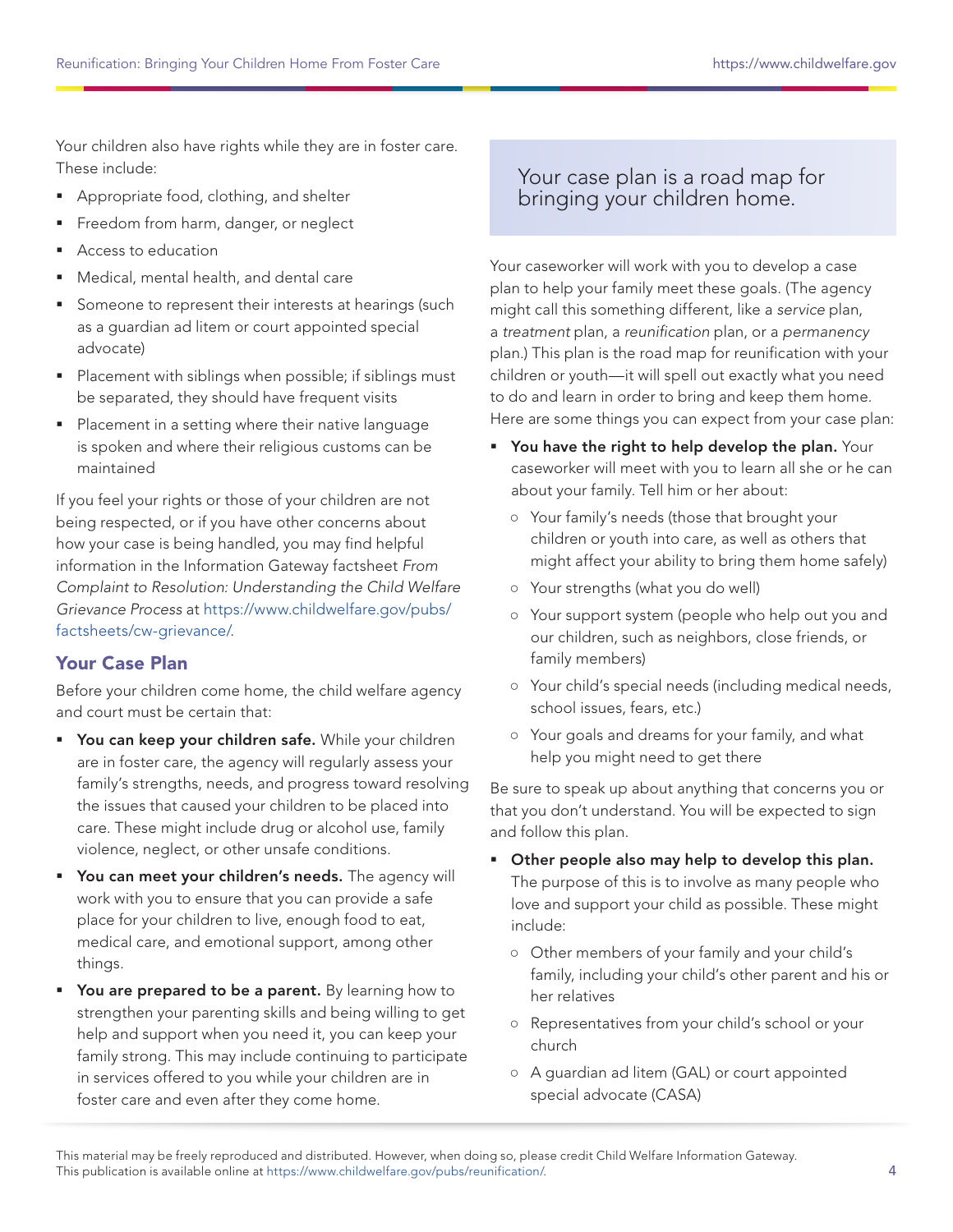Your children also have rights while they are in foster care. These include:

- Appropriate food, clothing, and shelter
- Freedom from harm, danger, or neglect
- Access to education
- Medical, mental health, and dental care
- Someone to represent their interests at hearings (such as a guardian ad litem or court appointed special advocate)
- Placement with siblings when possible; if siblings must be separated, they should have frequent visits
- Placement in a setting where their native language is spoken and where their religious customs can be maintained

If you feel your rights or those of your children are not being respected, or if you have other concerns about how your case is being handled, you may find helpful information in the Information Gateway factsheet *From Complaint to Resolution: Understanding the Child Welfare Grievance Process* at https://www.childwelfare.gov/pubs/factsheets/cw-grievance/.

## Your Case Plan

Before your children come home, the child welfare agency and court must be certain that:

- **You can keep your children safe.** While your children are in foster care, the agency will regularly assess your family's strengths, needs, and progress toward resolving the issues that caused your children to be placed into care. These might include drug or alcohol use, family violence, neglect, or other unsafe conditions.
- **You can meet your children's needs.** The agency will work with you to ensure that you can provide a safe place for your children to live, enough food to eat, medical care, and emotional support, among other things.
- **You are prepared to be a parent.** By learning how to strengthen your parenting skills and being willing to get help and support when you need it, you can keep your family strong. This may include continuing to participate in services offered to you while your children are in foster care and even after they come home.

> Your case plan is a road map for bringing your children home.

Your caseworker will work with you to develop a case plan to help your family meet these goals. (The agency might call this something different, like a *service* plan, a *treatment* plan, a *reunification* plan, or a *permanency* plan.) This plan is the road map for reunification with your children or youth—it will spell out exactly what you need to do and learn in order to bring and keep them home. Here are some things you can expect from your case plan:

- **You have the right to help develop the plan.** Your caseworker will meet with you to learn all she or he can about your family. Tell him or her about:
  - Your family's needs (those that brought your children or youth into care, as well as others that might affect your ability to bring them home safely)
  - Your strengths (what you do well)
  - Your support system (people who help out you and our children, such as neighbors, close friends, or family members)
  - Your child's special needs (including medical needs, school issues, fears, etc.)
  - Your goals and dreams for your family, and what help you might need to get there

Be sure to speak up about anything that concerns you or that you don't understand. You will be expected to sign and follow this plan.

- **Other people also may help to develop this plan.** The purpose of this is to involve as many people who love and support your child as possible. These might include:
  - Other members of your family and your child's family, including your child's other parent and his or her relatives
  - Representatives from your child's school or your church
  - A guardian ad litem (GAL) or court appointed special advocate (CASA)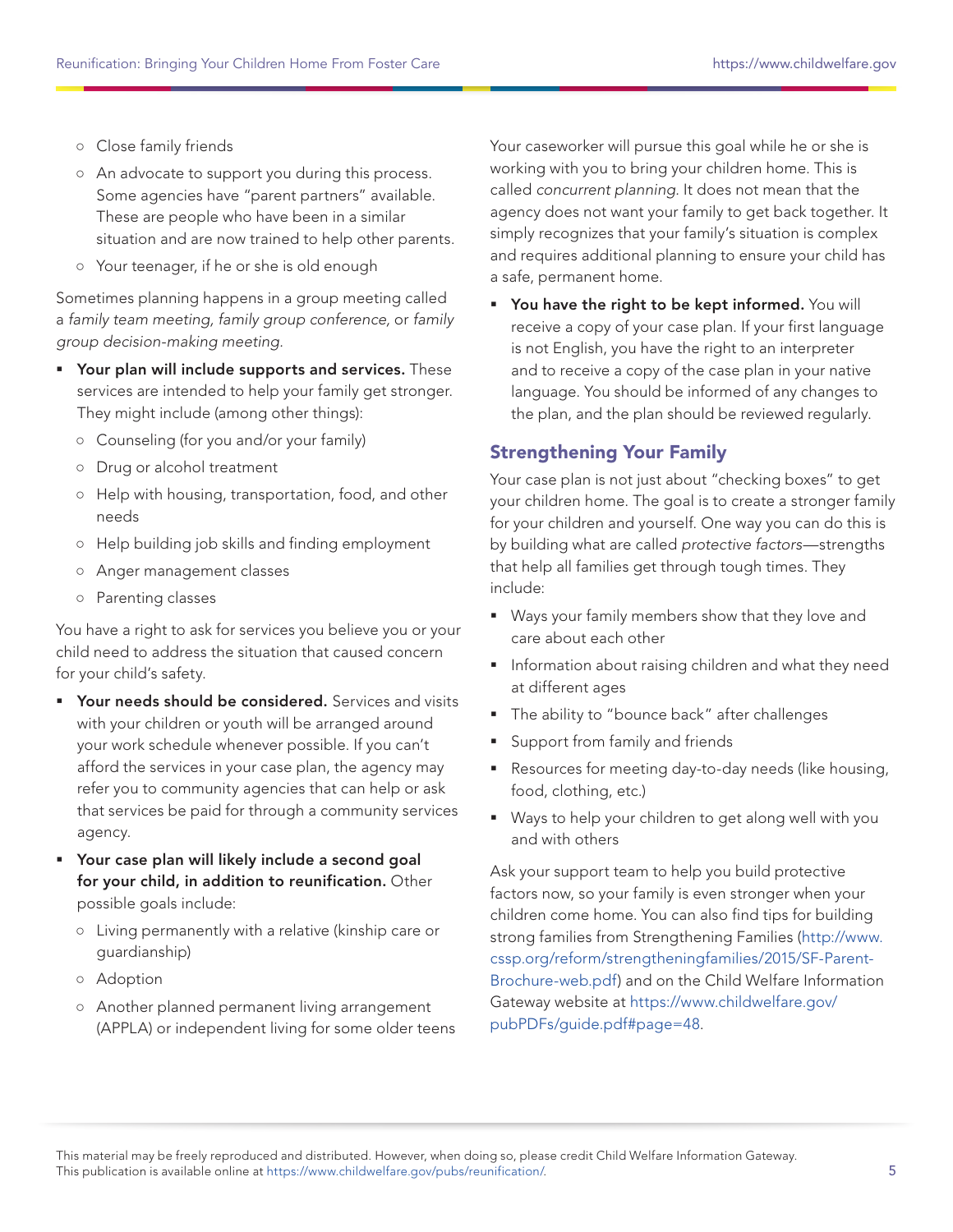- Close family friends
  - An advocate to support you during this process. Some agencies have "parent partners" available. These are people who have been in a similar situation and are now trained to help other parents.
  - Your teenager, if he or she is old enough

Sometimes planning happens in a group meeting called a *family team meeting, family group conference*, or *family group decision-making meeting*.

- **Your plan will include supports and services.** These services are intended to help your family get stronger. They might include (among other things):
  - Counseling (for you and/or your family)
  - Drug or alcohol treatment
  - Help with housing, transportation, food, and other needs
  - Help building job skills and finding employment
  - Anger management classes
  - Parenting classes

You have a right to ask for services you believe you or your child need to address the situation that caused concern for your child's safety.

- **Your needs should be considered.** Services and visits with your children or youth will be arranged around your work schedule whenever possible. If you can't afford the services in your case plan, the agency may refer you to community agencies that can help or ask that services be paid for through a community services agency.
- **Your case plan will likely include a second goal for your child, in addition to reunification.** Other possible goals include:
  - Living permanently with a relative (kinship care or guardianship)
  - Adoption
  - Another planned permanent living arrangement (APPLA) or independent living for some older teens

  Your caseworker will pursue this goal while he or she is working with you to bring your children home. This is called *concurrent planning*. It does not mean that the agency does not want your family to get back together. It simply recognizes that your family's situation is complex and requires additional planning to ensure your child has a safe, permanent home.
- **You have the right to be kept informed.** You will receive a copy of your case plan. If your first language is not English, you have the right to an interpreter and to receive a copy of the case plan in your native language. You should be informed of any changes to the plan, and the plan should be reviewed regularly.

## Strengthening Your Family

Your case plan is not just about "checking boxes" to get your children home. The goal is to create a stronger family for your children and yourself. One way you can do this is by building what are called *protective factors*—strengths that help all families get through tough times. They include:

- Ways your family members show that they love and care about each other
- Information about raising children and what they need at different ages
- The ability to "bounce back" after challenges
- Support from family and friends
- Resources for meeting day-to-day needs (like housing, food, clothing, etc.)
- Ways to help your children to get along well with you and with others

Ask your support team to help you build protective factors now, so your family is even stronger when your children come home. You can also find tips for building strong families from Strengthening Families (http://www.cssp.org/reform/strengtheningfamilies/2015/SF-Parent-Brochure-web.pdf) and on the Child Welfare Information Gateway website at https://www.childwelfare.gov/pubPDFs/guide.pdf#page=48.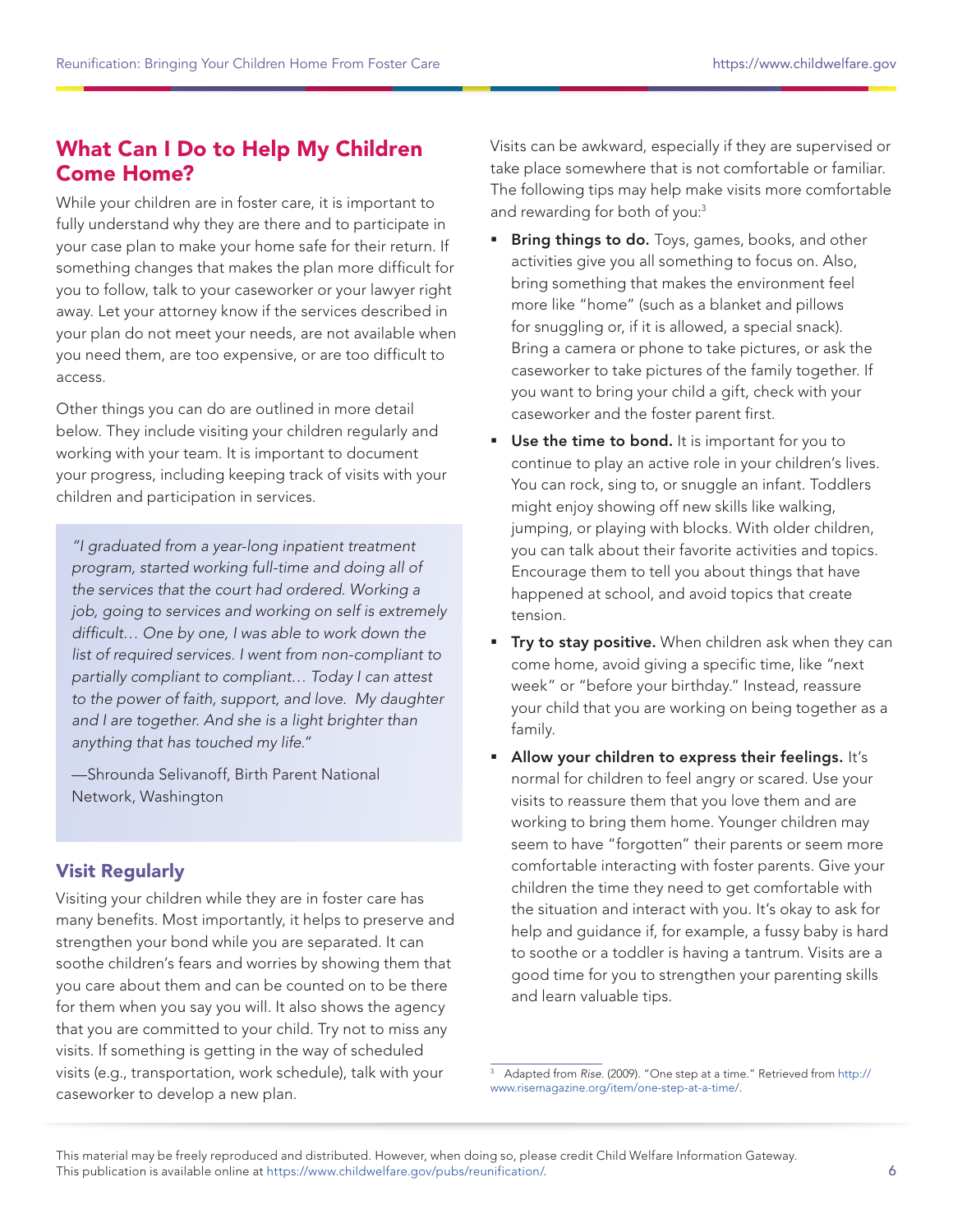## What Can I Do to Help My Children Come Home?

While your children are in foster care, it is important to fully understand why they are there and to participate in your case plan to make your home safe for their return. If something changes that makes the plan more difficult for you to follow, talk to your caseworker or your lawyer right away. Let your attorney know if the services described in your plan do not meet your needs, are not available when you need them, are too expensive, or are too difficult to access.

Other things you can do are outlined in more detail below. They include visiting your children regularly and working with your team. It is important to document your progress, including keeping track of visits with your children and participation in services.

> *"I graduated from a year-long inpatient treatment program, started working full-time and doing all of the services that the court had ordered. Working a job, going to services and working on self is extremely difficult… One by one, I was able to work down the list of required services. I went from non-compliant to partially compliant to compliant… Today I can attest to the power of faith, support, and love. My daughter and I are together. And she is a light brighter than anything that has touched my life."*
>
> —Shrounda Selivanoff, Birth Parent National Network, Washington

### Visit Regularly

Visiting your children while they are in foster care has many benefits. Most importantly, it helps to preserve and strengthen your bond while you are separated. It can soothe children's fears and worries by showing them that you care about them and can be counted on to be there for them when you say you will. It also shows the agency that you are committed to your child. Try not to miss any visits. If something is getting in the way of scheduled visits (e.g., transportation, work schedule), talk with your caseworker to develop a new plan.

Visits can be awkward, especially if they are supervised or take place somewhere that is not comfortable or familiar. The following tips may help make visits more comfortable and rewarding for both of you:[3]

- **Bring things to do.** Toys, games, books, and other activities give you all something to focus on. Also, bring something that makes the environment feel more like "home" (such as a blanket and pillows for snuggling or, if it is allowed, a special snack). Bring a camera or phone to take pictures, or ask the caseworker to take pictures of the family together. If you want to bring your child a gift, check with your caseworker and the foster parent first.
- **Use the time to bond.** It is important for you to continue to play an active role in your children's lives. You can rock, sing to, or snuggle an infant. Toddlers might enjoy showing off new skills like walking, jumping, or playing with blocks. With older children, you can talk about their favorite activities and topics. Encourage them to tell you about things that have happened at school, and avoid topics that create tension.
- **Try to stay positive.** When children ask when they can come home, avoid giving a specific time, like "next week" or "before your birthday." Instead, reassure your child that you are working on being together as a family.
- **Allow your children to express their feelings.** It's normal for children to feel angry or scared. Use your visits to reassure them that you love them and are working to bring them home. Younger children may seem to have "forgotten" their parents or seem more comfortable interacting with foster parents. Give your children the time they need to get comfortable with the situation and interact with you. It's okay to ask for help and guidance if, for example, a fussy baby is hard to soothe or a toddler is having a tantrum. Visits are a good time for you to strengthen your parenting skills and learn valuable tips.

---

[3] Adapted from *Rise*. (2009). "One step at a time." Retrieved from http://www.risemagazine.org/item/one-step-at-a-time/.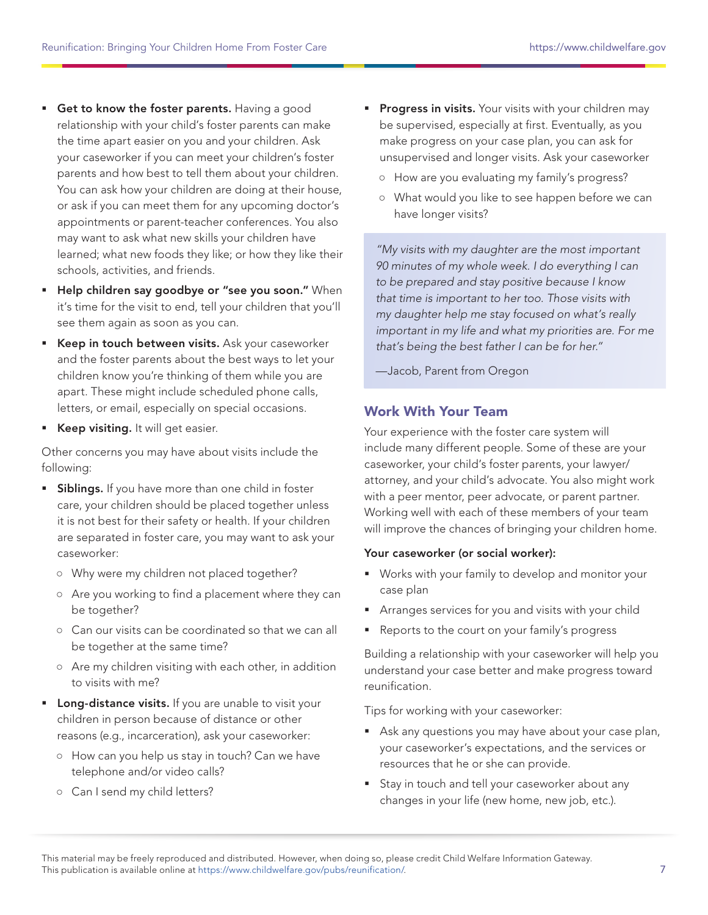- **Get to know the foster parents.** Having a good relationship with your child's foster parents can make the time apart easier on you and your children. Ask your caseworker if you can meet your children's foster parents and how best to tell them about your children. You can ask how your children are doing at their house, or ask if you can meet them for any upcoming doctor's appointments or parent-teacher conferences. You also may want to ask what new skills your children have learned; what new foods they like; or how they like their schools, activities, and friends.
- **Help children say goodbye or "see you soon."** When it's time for the visit to end, tell your children that you'll see them again as soon as you can.
- **Keep in touch between visits.** Ask your caseworker and the foster parents about the best ways to let your children know you're thinking of them while you are apart. These might include scheduled phone calls, letters, or email, especially on special occasions.
- **Keep visiting.** It will get easier.

Other concerns you may have about visits include the following:

- **Siblings.** If you have more than one child in foster care, your children should be placed together unless it is not best for their safety or health. If your children are separated in foster care, you may want to ask your caseworker:
  - Why were my children not placed together?
  - Are you working to find a placement where they can be together?
  - Can our visits can be coordinated so that we can all be together at the same time?
  - Are my children visiting with each other, in addition to visits with me?
- **Long-distance visits.** If you are unable to visit your children in person because of distance or other reasons (e.g., incarceration), ask your caseworker:
  - How can you help us stay in touch? Can we have telephone and/or video calls?
  - Can I send my child letters?
- **Progress in visits.** Your visits with your children may be supervised, especially at first. Eventually, as you make progress on your case plan, you can ask for unsupervised and longer visits. Ask your caseworker
  - How are you evaluating my family's progress?
  - What would you like to see happen before we can have longer visits?

> *"My visits with my daughter are the most important 90 minutes of my whole week. I do everything I can to be prepared and stay positive because I know that time is important to her too. Those visits with my daughter help me stay focused on what's really important in my life and what my priorities are. For me that's being the best father I can be for her."*
>
> —Jacob, Parent from Oregon

## Work With Your Team

Your experience with the foster care system will include many different people. Some of these are your caseworker, your child's foster parents, your lawyer/attorney, and your child's advocate. You also might work with a peer mentor, peer advocate, or parent partner. Working well with each of these members of your team will improve the chances of bringing your children home.

**Your caseworker (or social worker):**

- Works with your family to develop and monitor your case plan
- Arranges services for you and visits with your child
- Reports to the court on your family's progress

Building a relationship with your caseworker will help you understand your case better and make progress toward reunification.

Tips for working with your caseworker:

- Ask any questions you may have about your case plan, your caseworker's expectations, and the services or resources that he or she can provide.
- Stay in touch and tell your caseworker about any changes in your life (new home, new job, etc.).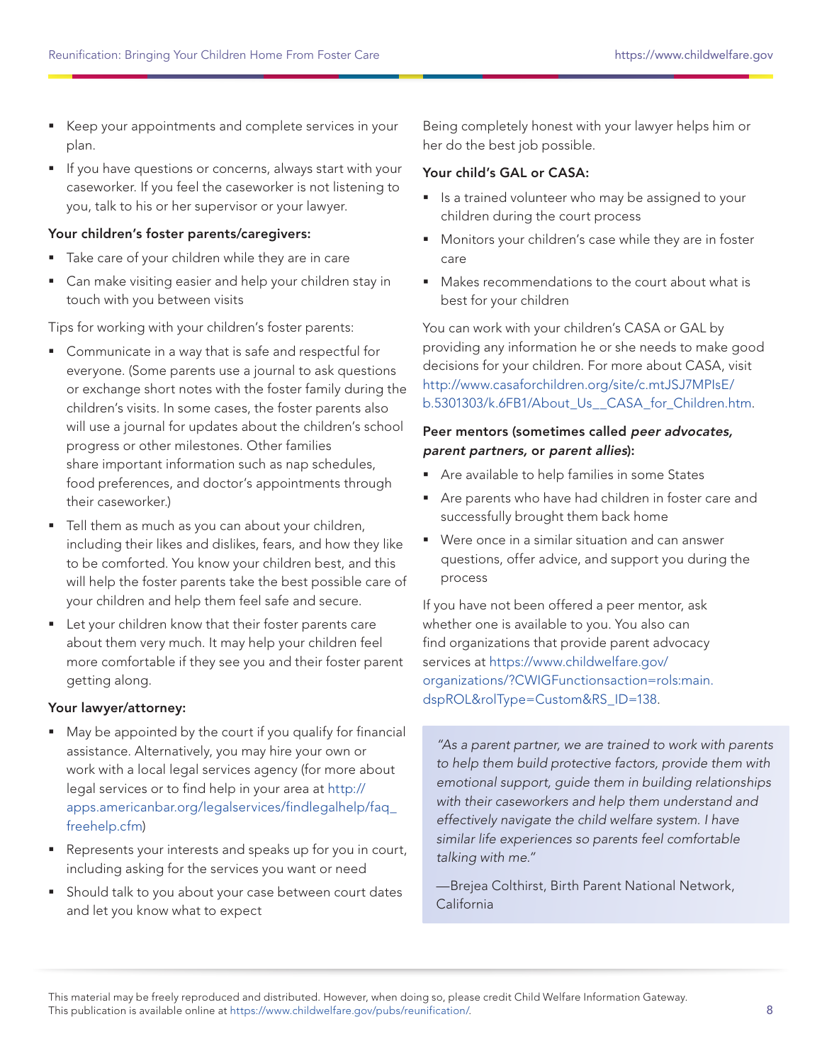- Keep your appointments and complete services in your plan.
- If you have questions or concerns, always start with your caseworker. If you feel the caseworker is not listening to you, talk to his or her supervisor or your lawyer.

**Your children's foster parents/caregivers:**

- Take care of your children while they are in care
- Can make visiting easier and help your children stay in touch with you between visits

Tips for working with your children's foster parents:

- Communicate in a way that is safe and respectful for everyone. (Some parents use a journal to ask questions or exchange short notes with the foster family during the children's visits. In some cases, the foster parents also will use a journal for updates about the children's school progress or other milestones. Other families share important information such as nap schedules, food preferences, and doctor's appointments through their caseworker.)
- Tell them as much as you can about your children, including their likes and dislikes, fears, and how they like to be comforted. You know your children best, and this will help the foster parents take the best possible care of your children and help them feel safe and secure.
- Let your children know that their foster parents care about them very much. It may help your children feel more comfortable if they see you and their foster parent getting along.

**Your lawyer/attorney:**

- May be appointed by the court if you qualify for financial assistance. Alternatively, you may hire your own or work with a local legal services agency (for more about legal services or to find help in your area at http://apps.americanbar.org/legalservices/findlegalhelp/faq_freehelp.cfm)
- Represents your interests and speaks up for you in court, including asking for the services you want or need
- Should talk to you about your case between court dates and let you know what to expect

Being completely honest with your lawyer helps him or her do the best job possible.

**Your child's GAL or CASA:**

- Is a trained volunteer who may be assigned to your children during the court process
- Monitors your children's case while they are in foster care
- Makes recommendations to the court about what is best for your children

You can work with your children's CASA or GAL by providing any information he or she needs to make good decisions for your children. For more about CASA, visit http://www.casaforchildren.org/site/c.mtJSJ7MPIsE/b.5301303/k.6FB1/About_Us__CASA_for_Children.htm.

**Peer mentors (sometimes called *peer advocates, parent partners,* or *parent allies*):**

- Are available to help families in some States
- Are parents who have had children in foster care and successfully brought them back home
- Were once in a similar situation and can answer questions, offer advice, and support you during the process

If you have not been offered a peer mentor, ask whether one is available to you. You also can find organizations that provide parent advocacy services at https://www.childwelfare.gov/organizations/?CWIGFunctionsaction=rols:main.dspROL&rolType=Custom&RS_ID=138.

> *"As a parent partner, we are trained to work with parents to help them build protective factors, provide them with emotional support, guide them in building relationships with their caseworkers and help them understand and effectively navigate the child welfare system. I have similar life experiences so parents feel comfortable talking with me."*
>
> —Brejea Colthirst, Birth Parent National Network, California

This material may be freely reproduced and distributed. However, when doing so, please credit Child Welfare Information Gateway. This publication is available online at https://www.childwelfare.gov/pubs/reunification/.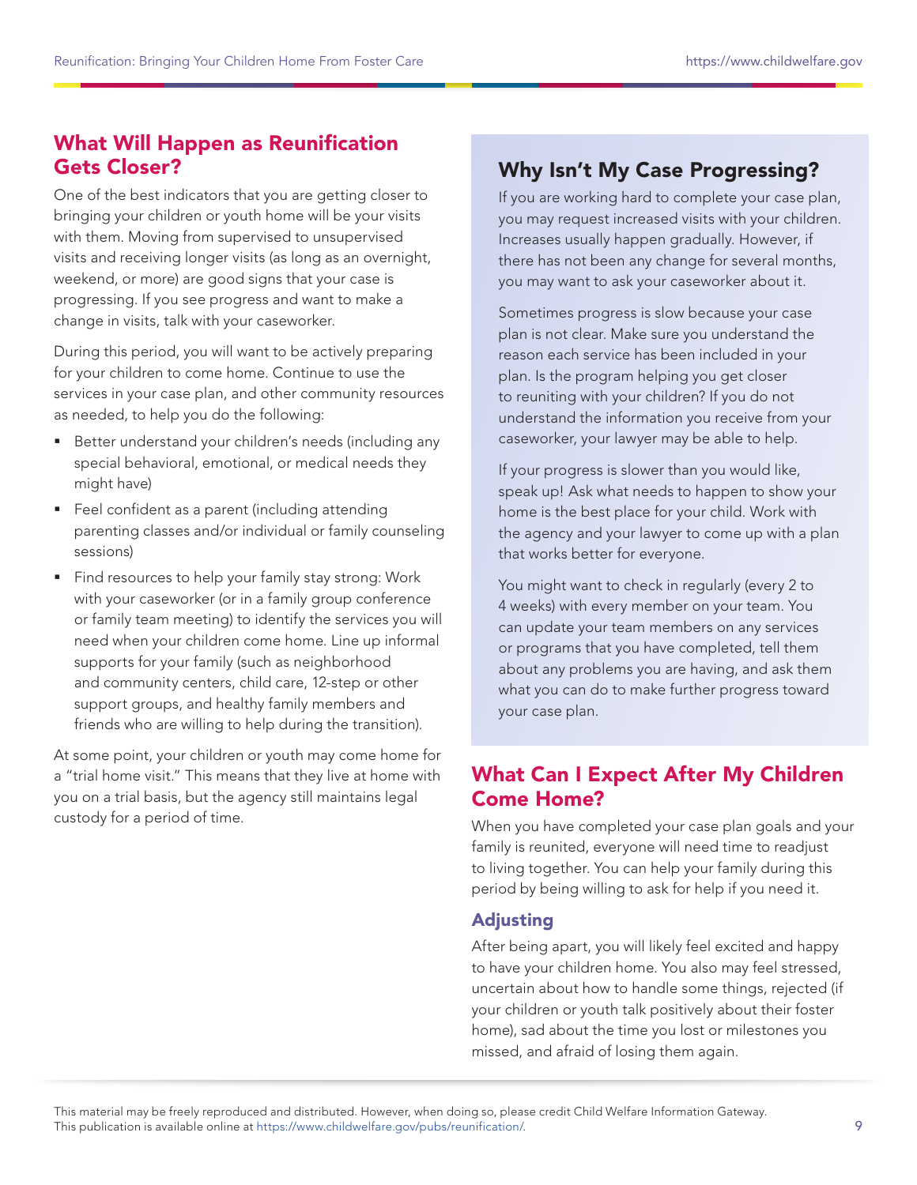## What Will Happen as Reunification Gets Closer?

One of the best indicators that you are getting closer to bringing your children or youth home will be your visits with them. Moving from supervised to unsupervised visits and receiving longer visits (as long as an overnight, weekend, or more) are good signs that your case is progressing. If you see progress and want to make a change in visits, talk with your caseworker.

During this period, you will want to be actively preparing for your children to come home. Continue to use the services in your case plan, and other community resources as needed, to help you do the following:

- Better understand your children's needs (including any special behavioral, emotional, or medical needs they might have)
- Feel confident as a parent (including attending parenting classes and/or individual or family counseling sessions)
- Find resources to help your family stay strong: Work with your caseworker (or in a family group conference or family team meeting) to identify the services you will need when your children come home. Line up informal supports for your family (such as neighborhood and community centers, child care, 12-step or other support groups, and healthy family members and friends who are willing to help during the transition).

At some point, your children or youth may come home for a "trial home visit." This means that they live at home with you on a trial basis, but the agency still maintains legal custody for a period of time.

### Why Isn't My Case Progressing?

If you are working hard to complete your case plan, you may request increased visits with your children. Increases usually happen gradually. However, if there has not been any change for several months, you may want to ask your caseworker about it.

Sometimes progress is slow because your case plan is not clear. Make sure you understand the reason each service has been included in your plan. Is the program helping you get closer to reuniting with your children? If you do not understand the information you receive from your caseworker, your lawyer may be able to help.

If your progress is slower than you would like, speak up! Ask what needs to happen to show your home is the best place for your child. Work with the agency and your lawyer to come up with a plan that works better for everyone.

You might want to check in regularly (every 2 to 4 weeks) with every member on your team. You can update your team members on any services or programs that you have completed, tell them about any problems you are having, and ask them what you can do to make further progress toward your case plan.

## What Can I Expect After My Children Come Home?

When you have completed your case plan goals and your family is reunited, everyone will need time to readjust to living together. You can help your family during this period by being willing to ask for help if you need it.

### Adjusting

After being apart, you will likely feel excited and happy to have your children home. You also may feel stressed, uncertain about how to handle some things, rejected (if your children or youth talk positively about their foster home), sad about the time you lost or milestones you missed, and afraid of losing them again.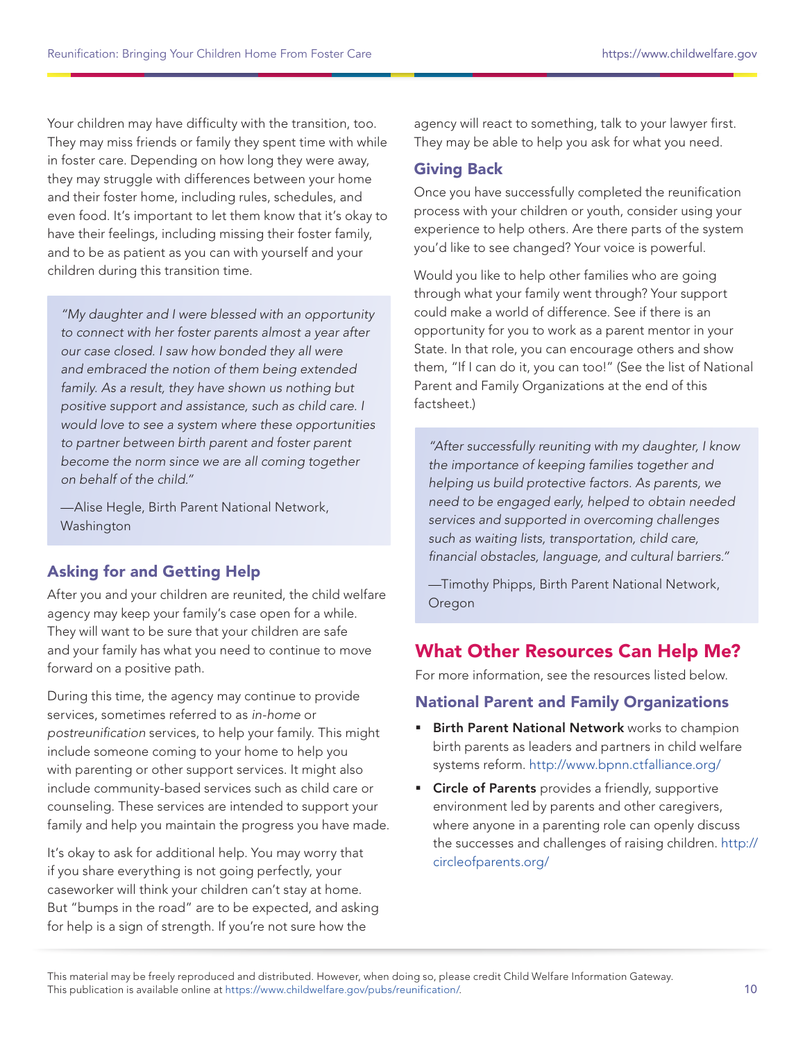Your children may have difficulty with the transition, too. They may miss friends or family they spent time with while in foster care. Depending on how long they were away, they may struggle with differences between your home and their foster home, including rules, schedules, and even food. It's important to let them know that it's okay to have their feelings, including missing their foster family, and to be as patient as you can with yourself and your children during this transition time.

> *"My daughter and I were blessed with an opportunity to connect with her foster parents almost a year after our case closed. I saw how bonded they all were and embraced the notion of them being extended family. As a result, they have shown us nothing but positive support and assistance, such as child care. I would love to see a system where these opportunities to partner between birth parent and foster parent become the norm since we are all coming together on behalf of the child."*
>
> —Alise Hegle, Birth Parent National Network, Washington

### Asking for and Getting Help

After you and your children are reunited, the child welfare agency may keep your family's case open for a while. They will want to be sure that your children are safe and your family has what you need to continue to move forward on a positive path.

During this time, the agency may continue to provide services, sometimes referred to as *in-home* or *postreunification* services, to help your family. This might include someone coming to your home to help you with parenting or other support services. It might also include community-based services such as child care or counseling. These services are intended to support your family and help you maintain the progress you have made.

It's okay to ask for additional help. You may worry that if you share everything is not going perfectly, your caseworker will think your children can't stay at home. But "bumps in the road" are to be expected, and asking for help is a sign of strength. If you're not sure how the agency will react to something, talk to your lawyer first. They may be able to help you ask for what you need.

### Giving Back

Once you have successfully completed the reunification process with your children or youth, consider using your experience to help others. Are there parts of the system you'd like to see changed? Your voice is powerful.

Would you like to help other families who are going through what your family went through? Your support could make a world of difference. See if there is an opportunity for you to work as a parent mentor in your State. In that role, you can encourage others and show them, "If I can do it, you can too!" (See the list of National Parent and Family Organizations at the end of this factsheet.)

> *"After successfully reuniting with my daughter, I know the importance of keeping families together and helping us build protective factors. As parents, we need to be engaged early, helped to obtain needed services and supported in overcoming challenges such as waiting lists, transportation, child care, financial obstacles, language, and cultural barriers."*
>
> —Timothy Phipps, Birth Parent National Network, Oregon

## What Other Resources Can Help Me?

For more information, see the resources listed below.

### National Parent and Family Organizations

- **Birth Parent National Network** works to champion birth parents as leaders and partners in child welfare systems reform. http://www.bpnn.ctfalliance.org/
- **Circle of Parents** provides a friendly, supportive environment led by parents and other caregivers, where anyone in a parenting role can openly discuss the successes and challenges of raising children. http://circleofparents.org/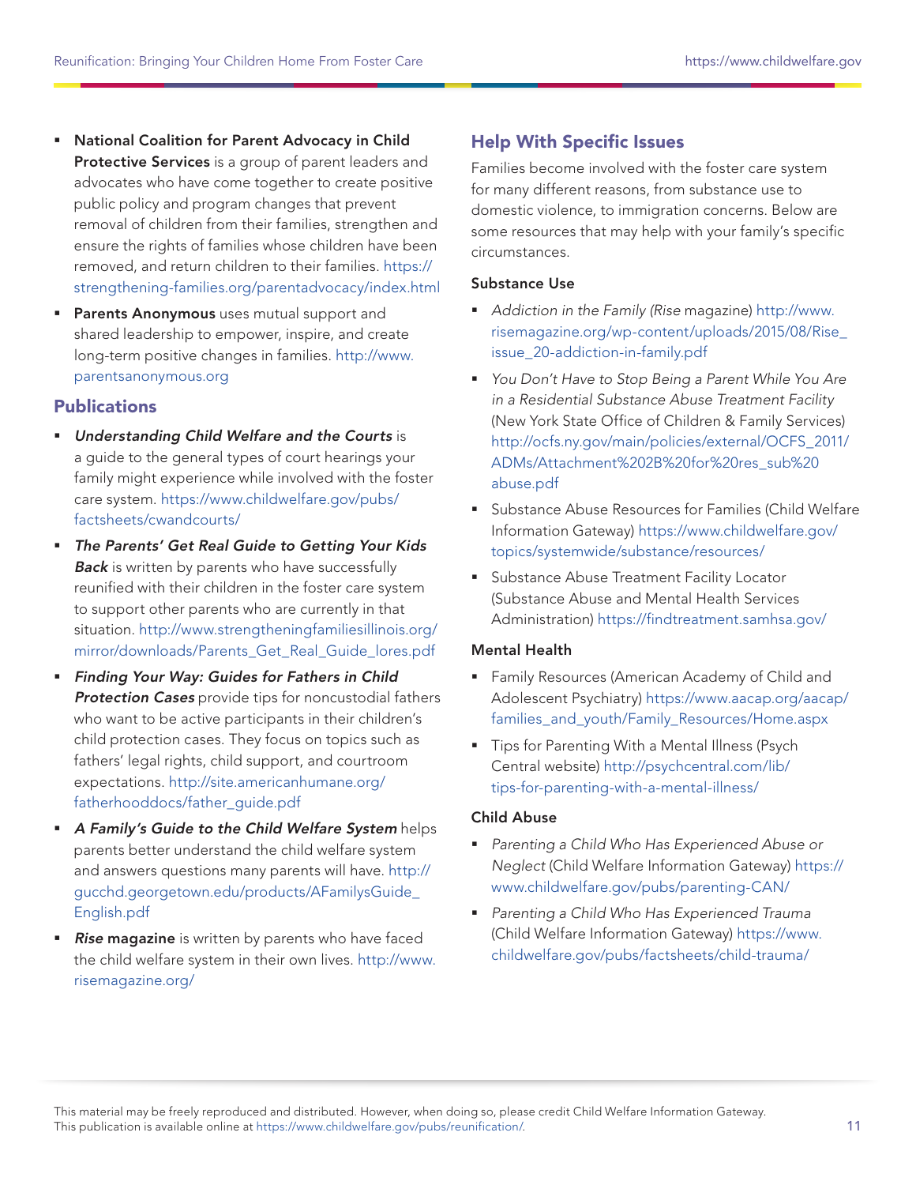- **National Coalition for Parent Advocacy in Child Protective Services** is a group of parent leaders and advocates who have come together to create positive public policy and program changes that prevent removal of children from their families, strengthen and ensure the rights of families whose children have been removed, and return children to their families. https://strengthening-families.org/parentadvocacy/index.html
- **Parents Anonymous** uses mutual support and shared leadership to empower, inspire, and create long-term positive changes in families. http://www.parentsanonymous.org

## Publications

- ***Understanding Child Welfare and the Courts*** is a guide to the general types of court hearings your family might experience while involved with the foster care system. https://www.childwelfare.gov/pubs/factsheets/cwandcourts/
- ***The Parents' Get Real Guide to Getting Your Kids Back*** is written by parents who have successfully reunified with their children in the foster care system to support other parents who are currently in that situation. http://www.strengtheningfamiliesillinois.org/mirror/downloads/Parents_Get_Real_Guide_lores.pdf
- ***Finding Your Way: Guides for Fathers in Child Protection Cases*** provide tips for noncustodial fathers who want to be active participants in their children's child protection cases. They focus on topics such as fathers' legal rights, child support, and courtroom expectations. http://site.americanhumane.org/fatherhooddocs/father_guide.pdf
- ***A Family's Guide to the Child Welfare System*** helps parents better understand the child welfare system and answers questions many parents will have. http://gucchd.georgetown.edu/products/AFamilysGuide_English.pdf
- ***Rise* magazine** is written by parents who have faced the child welfare system in their own lives. http://www.risemagazine.org/

## Help With Specific Issues

Families become involved with the foster care system for many different reasons, from substance use to domestic violence, to immigration concerns. Below are some resources that may help with your family's specific circumstances.

### Substance Use

- *Addiction in the Family* (*Rise* magazine) http://www.risemagazine.org/wp-content/uploads/2015/08/Rise_issue_20-addiction-in-family.pdf
- *You Don't Have to Stop Being a Parent While You Are in a Residential Substance Abuse Treatment Facility* (New York State Office of Children & Family Services) http://ocfs.ny.gov/main/policies/external/OCFS_2011/ADMs/Attachment%202B%20for%20res_sub%20abuse.pdf
- Substance Abuse Resources for Families (Child Welfare Information Gateway) https://www.childwelfare.gov/topics/systemwide/substance/resources/
- Substance Abuse Treatment Facility Locator (Substance Abuse and Mental Health Services Administration) https://findtreatment.samhsa.gov/

### Mental Health

- Family Resources (American Academy of Child and Adolescent Psychiatry) https://www.aacap.org/aacap/families_and_youth/Family_Resources/Home.aspx
- Tips for Parenting With a Mental Illness (Psych Central website) http://psychcentral.com/lib/tips-for-parenting-with-a-mental-illness/

### Child Abuse

- *Parenting a Child Who Has Experienced Abuse or Neglect* (Child Welfare Information Gateway) https://www.childwelfare.gov/pubs/parenting-CAN/
- *Parenting a Child Who Has Experienced Trauma* (Child Welfare Information Gateway) https://www.childwelfare.gov/pubs/factsheets/child-trauma/

This material may be freely reproduced and distributed. However, when doing so, please credit Child Welfare Information Gateway. This publication is available online at https://www.childwelfare.gov/pubs/reunification/.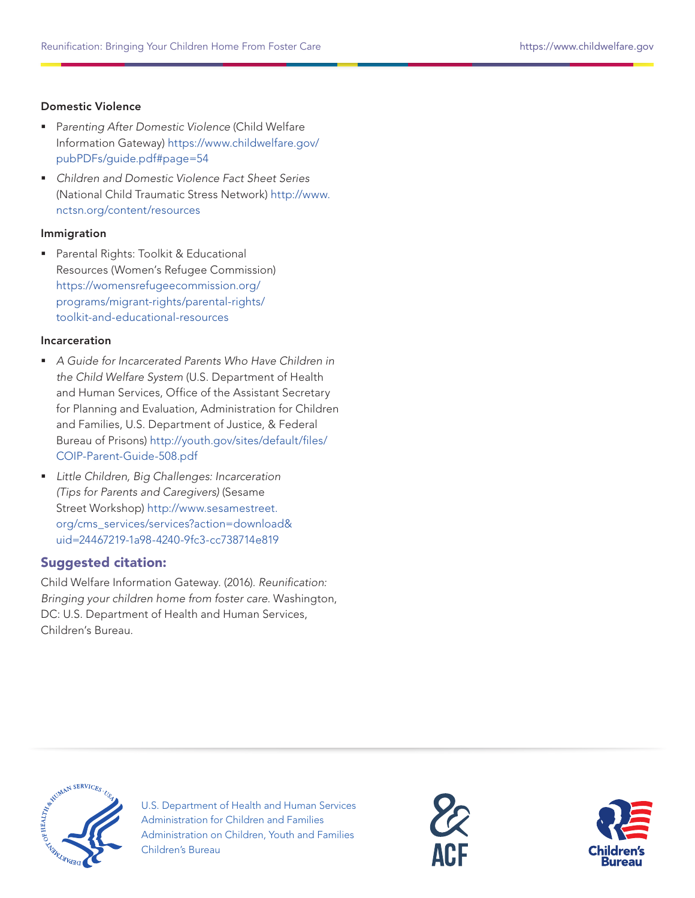### Domestic Violence

- *Parenting After Domestic Violence* (Child Welfare Information Gateway) https://www.childwelfare.gov/pubPDFs/guide.pdf#page=54
- *Children and Domestic Violence Fact Sheet Series* (National Child Traumatic Stress Network) http://www.nctsn.org/content/resources

### Immigration

- Parental Rights: Toolkit & Educational Resources (Women's Refugee Commission) https://womensrefugeecommission.org/programs/migrant-rights/parental-rights/toolkit-and-educational-resources

### Incarceration

- *A Guide for Incarcerated Parents Who Have Children in the Child Welfare System* (U.S. Department of Health and Human Services, Office of the Assistant Secretary for Planning and Evaluation, Administration for Children and Families, U.S. Department of Justice, & Federal Bureau of Prisons) http://youth.gov/sites/default/files/COIP-Parent-Guide-508.pdf
- *Little Children, Big Challenges: Incarceration (Tips for Parents and Caregivers)* (Sesame Street Workshop) http://www.sesamestreet.org/cms_services/services?action=download&uid=24467219-1a98-4240-9fc3-cc738714e819

## Suggested citation:

Child Welfare Information Gateway. (2016). *Reunification: Bringing your children home from foster care.* Washington, DC: U.S. Department of Health and Human Services, Children's Bureau.

U.S. Department of Health and Human Services
Administration for Children and Families
Administration on Children, Youth and Families
Children's Bureau